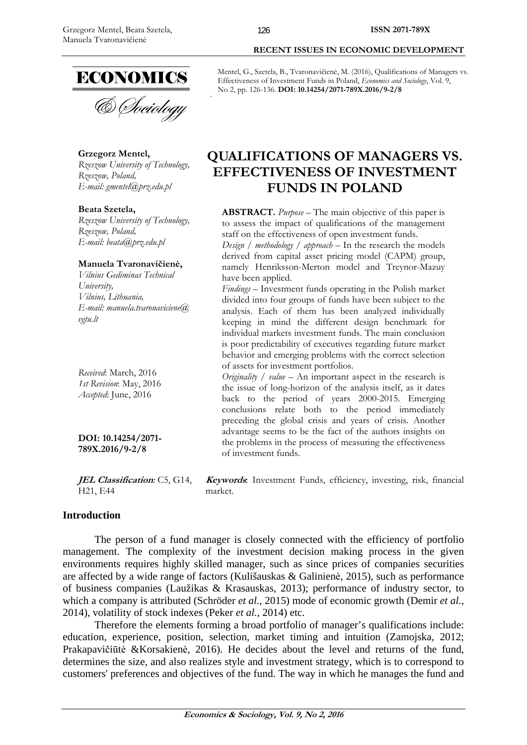Mentel, G., Szetela, B., Tvaronavičienė, M. (2016), Qualifications of Managers vs. Effectiveness of Investment Funds in Poland, *Economics and Sociology*, Vol. 9, No 2, pp. 126-136. **DOI: 10.14254/2071-789X.2016/9-2/8**

**Grzegorz Mentel,**
*Rzeszow University of Technology, Rzeszow, Poland,*
*E-mail: gmentel@prz.edu.pl*

**Beata Szetela,**
*Rzeszow University of Technology, Rzeszow, Poland,*
*E-mail: beata@prz.edu.pl*

**Manuela Tvaronavičienė,**
*Vilnius Gediminas Technical University,*
*Vilnius, Lithuania,*
*E-mail: manuela.tvaronaviciene@vgtu.lt*

*Received*: March, 2016
*1st Revision*: May, 2016
*Accepted*: June, 2016

**DOI: 10.14254/2071-789X.2016/9-2/8**

***JEL Classification**:* C5, G14, H21, E44

# QUALIFICATIONS OF MANAGERS VS. EFFECTIVENESS OF INVESTMENT FUNDS IN POLAND

**ABSTRACT.** *Purpose* – The main objective of this paper is to assess the impact of qualifications of the management staff on the effectiveness of open investment funds.
*Design / methodology / approach* – In the research the models derived from capital asset pricing model (CAPM) group, namely Henriksson-Merton model and Treynor-Mazuy have been applied.
*Findings* – Investment funds operating in the Polish market divided into four groups of funds have been subject to the analysis. Each of them has been analyzed individually keeping in mind the different design benchmark for individual markets investment funds. The main conclusion is poor predictability of executives regarding future market behavior and emerging problems with the correct selection of assets for investment portfolios.
*Originality / value* – An important aspect in the research is the issue of long-horizon of the analysis itself, as it dates back to the period of years 2000-2015. Emerging conclusions relate both to the period immediately preceding the global crisis and years of crisis. Another advantage seems to be the fact of the authors insights on the problems in the process of measuring the effectiveness of investment funds.

***Keywords***: Investment Funds, efficiency, investing, risk, financial market.

## Introduction

The person of a fund manager is closely connected with the efficiency of portfolio management. The complexity of the investment decision making process in the given environments requires highly skilled manager, such as since prices of companies securities are affected by a wide range of factors (Kulišauskas & Galinienė, 2015), such as performance of business companies (Laužikas & Krasauskas, 2013); performance of industry sector, to which a company is attributed (Schröder *et al.*, 2015) mode of economic growth (Demir *et al.*, 2014), volatility of stock indexes (Peker *et al.*, 2014) etc.

Therefore the elements forming a broad portfolio of manager's qualifications include: education, experience, position, selection, market timing and intuition (Zamojska, 2012; Prakapavičiūtė &Korsakienė, 2016). He decides about the level and returns of the fund, determines the size, and also realizes style and investment strategy, which is to correspond to customers' preferences and objectives of the fund. The way in which he manages the fund and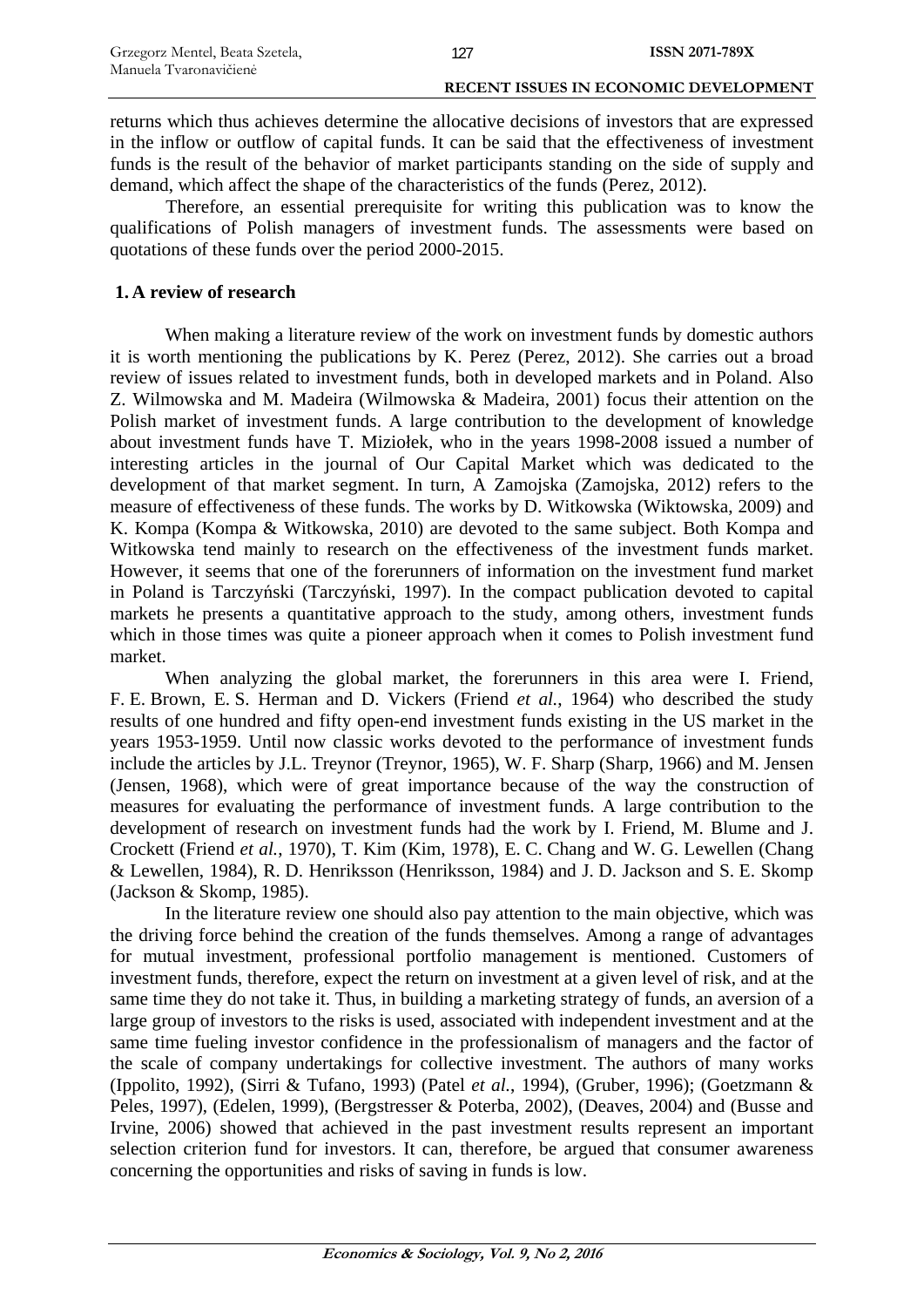returns which thus achieves determine the allocative decisions of investors that are expressed in the inflow or outflow of capital funds. It can be said that the effectiveness of investment funds is the result of the behavior of market participants standing on the side of supply and demand, which affect the shape of the characteristics of the funds (Perez, 2012).

Therefore, an essential prerequisite for writing this publication was to know the qualifications of Polish managers of investment funds. The assessments were based on quotations of these funds over the period 2000-2015.

## 1. A review of research

When making a literature review of the work on investment funds by domestic authors it is worth mentioning the publications by K. Perez (Perez, 2012). She carries out a broad review of issues related to investment funds, both in developed markets and in Poland. Also Z. Wilmowska and M. Madeira (Wilmowska & Madeira, 2001) focus their attention on the Polish market of investment funds. A large contribution to the development of knowledge about investment funds have T. Miziołek, who in the years 1998-2008 issued a number of interesting articles in the journal of Our Capital Market which was dedicated to the development of that market segment. In turn, A Zamojska (Zamojska, 2012) refers to the measure of effectiveness of these funds. The works by D. Witkowska (Wiktowska, 2009) and K. Kompa (Kompa & Witkowska, 2010) are devoted to the same subject. Both Kompa and Witkowska tend mainly to research on the effectiveness of the investment funds market. However, it seems that one of the forerunners of information on the investment fund market in Poland is Tarczyński (Tarczyński, 1997). In the compact publication devoted to capital markets he presents a quantitative approach to the study, among others, investment funds which in those times was quite a pioneer approach when it comes to Polish investment fund market.

When analyzing the global market, the forerunners in this area were I. Friend, F. E. Brown, E. S. Herman and D. Vickers (Friend *et al.*, 1964) who described the study results of one hundred and fifty open-end investment funds existing in the US market in the years 1953-1959. Until now classic works devoted to the performance of investment funds include the articles by J.L. Treynor (Treynor, 1965), W. F. Sharp (Sharp, 1966) and M. Jensen (Jensen, 1968), which were of great importance because of the way the construction of measures for evaluating the performance of investment funds. A large contribution to the development of research on investment funds had the work by I. Friend, M. Blume and J. Crockett (Friend *et al.*, 1970), T. Kim (Kim, 1978), E. C. Chang and W. G. Lewellen (Chang & Lewellen, 1984), R. D. Henriksson (Henriksson, 1984) and J. D. Jackson and S. E. Skomp (Jackson & Skomp, 1985).

In the literature review one should also pay attention to the main objective, which was the driving force behind the creation of the funds themselves. Among a range of advantages for mutual investment, professional portfolio management is mentioned. Customers of investment funds, therefore, expect the return on investment at a given level of risk, and at the same time they do not take it. Thus, in building a marketing strategy of funds, an aversion of a large group of investors to the risks is used, associated with independent investment and at the same time fueling investor confidence in the professionalism of managers and the factor of the scale of company undertakings for collective investment. The authors of many works (Ippolito, 1992), (Sirri & Tufano, 1993) (Patel *et al.*, 1994), (Gruber, 1996); (Goetzmann & Peles, 1997), (Edelen, 1999), (Bergstresser & Poterba, 2002), (Deaves, 2004) and (Busse and Irvine, 2006) showed that achieved in the past investment results represent an important selection criterion fund for investors. It can, therefore, be argued that consumer awareness concerning the opportunities and risks of saving in funds is low.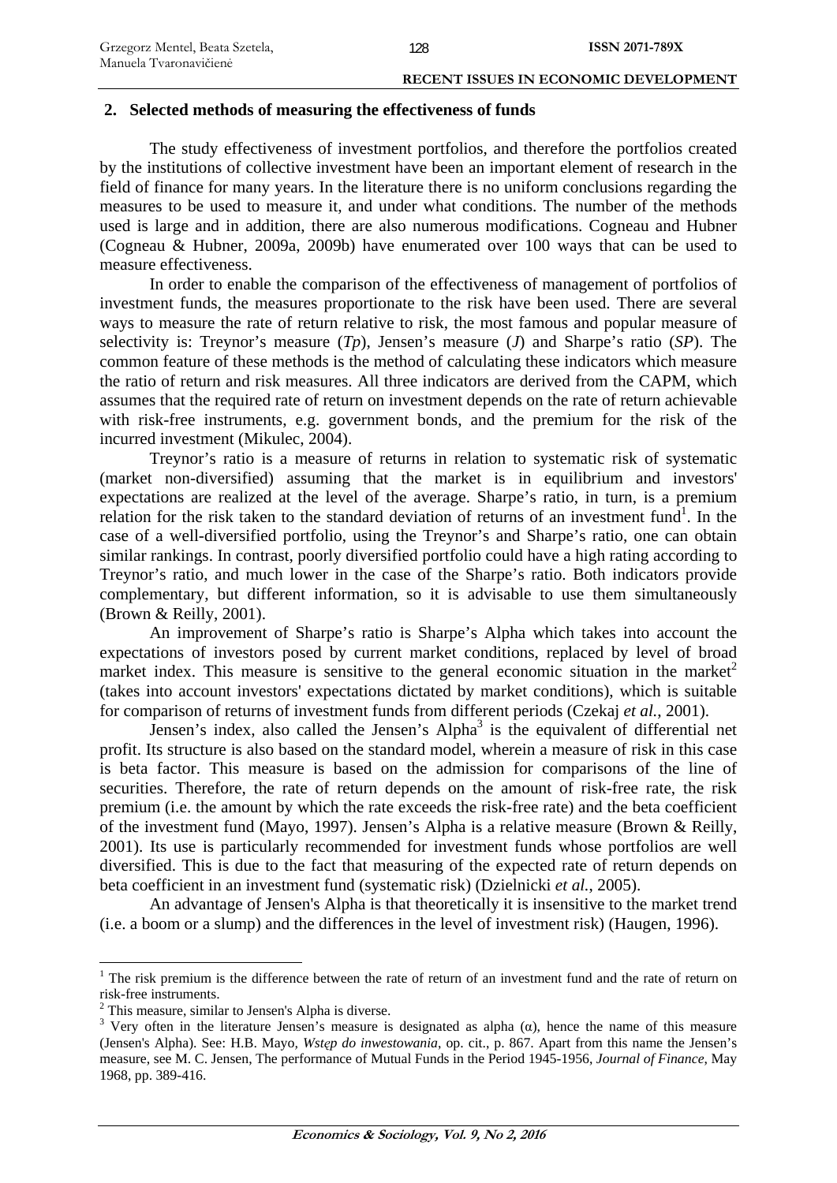## 2. Selected methods of measuring the effectiveness of funds

The study effectiveness of investment portfolios, and therefore the portfolios created by the institutions of collective investment have been an important element of research in the field of finance for many years. In the literature there is no uniform conclusions regarding the measures to be used to measure it, and under what conditions. The number of the methods used is large and in addition, there are also numerous modifications. Cogneau and Hubner (Cogneau & Hubner, 2009a, 2009b) have enumerated over 100 ways that can be used to measure effectiveness.

In order to enable the comparison of the effectiveness of management of portfolios of investment funds, the measures proportionate to the risk have been used. There are several ways to measure the rate of return relative to risk, the most famous and popular measure of selectivity is: Treynor's measure (*Tp*), Jensen's measure (*J*) and Sharpe's ratio (*SP*). The common feature of these methods is the method of calculating these indicators which measure the ratio of return and risk measures. All three indicators are derived from the CAPM, which assumes that the required rate of return on investment depends on the rate of return achievable with risk-free instruments, e.g. government bonds, and the premium for the risk of the incurred investment (Mikulec, 2004).

Treynor's ratio is a measure of returns in relation to systematic risk of systematic (market non-diversified) assuming that the market is in equilibrium and investors' expectations are realized at the level of the average. Sharpe's ratio, in turn, is a premium relation for the risk taken to the standard deviation of returns of an investment fund[1]. In the case of a well-diversified portfolio, using the Treynor's and Sharpe's ratio, one can obtain similar rankings. In contrast, poorly diversified portfolio could have a high rating according to Treynor's ratio, and much lower in the case of the Sharpe's ratio. Both indicators provide complementary, but different information, so it is advisable to use them simultaneously (Brown & Reilly, 2001).

An improvement of Sharpe's ratio is Sharpe's Alpha which takes into account the expectations of investors posed by current market conditions, replaced by level of broad market index. This measure is sensitive to the general economic situation in the market[2] (takes into account investors' expectations dictated by market conditions), which is suitable for comparison of returns of investment funds from different periods (Czekaj *et al.*, 2001).

Jensen's index, also called the Jensen's Alpha[3] is the equivalent of differential net profit. Its structure is also based on the standard model, wherein a measure of risk in this case is beta factor. This measure is based on the admission for comparisons of the line of securities. Therefore, the rate of return depends on the amount of risk-free rate, the risk premium (i.e. the amount by which the rate exceeds the risk-free rate) and the beta coefficient of the investment fund (Mayo, 1997). Jensen's Alpha is a relative measure (Brown & Reilly, 2001). Its use is particularly recommended for investment funds whose portfolios are well diversified. This is due to the fact that measuring of the expected rate of return depends on beta coefficient in an investment fund (systematic risk) (Dzielnicki *et al.*, 2005).

An advantage of Jensen's Alpha is that theoretically it is insensitive to the market trend (i.e. a boom or a slump) and the differences in the level of investment risk) (Haugen, 1996).

---

[1] The risk premium is the difference between the rate of return of an investment fund and the rate of return on risk-free instruments.

[2] This measure, similar to Jensen's Alpha is diverse.

[3] Very often in the literature Jensen's measure is designated as alpha ($\alpha$), hence the name of this measure (Jensen's Alpha). See: H.B. Mayo, *Wstęp do inwestowania*, op. cit., p. 867. Apart from this name the Jensen's measure, see M. C. Jensen, The performance of Mutual Funds in the Period 1945-1956, *Journal of Finance*, May 1968, pp. 389-416.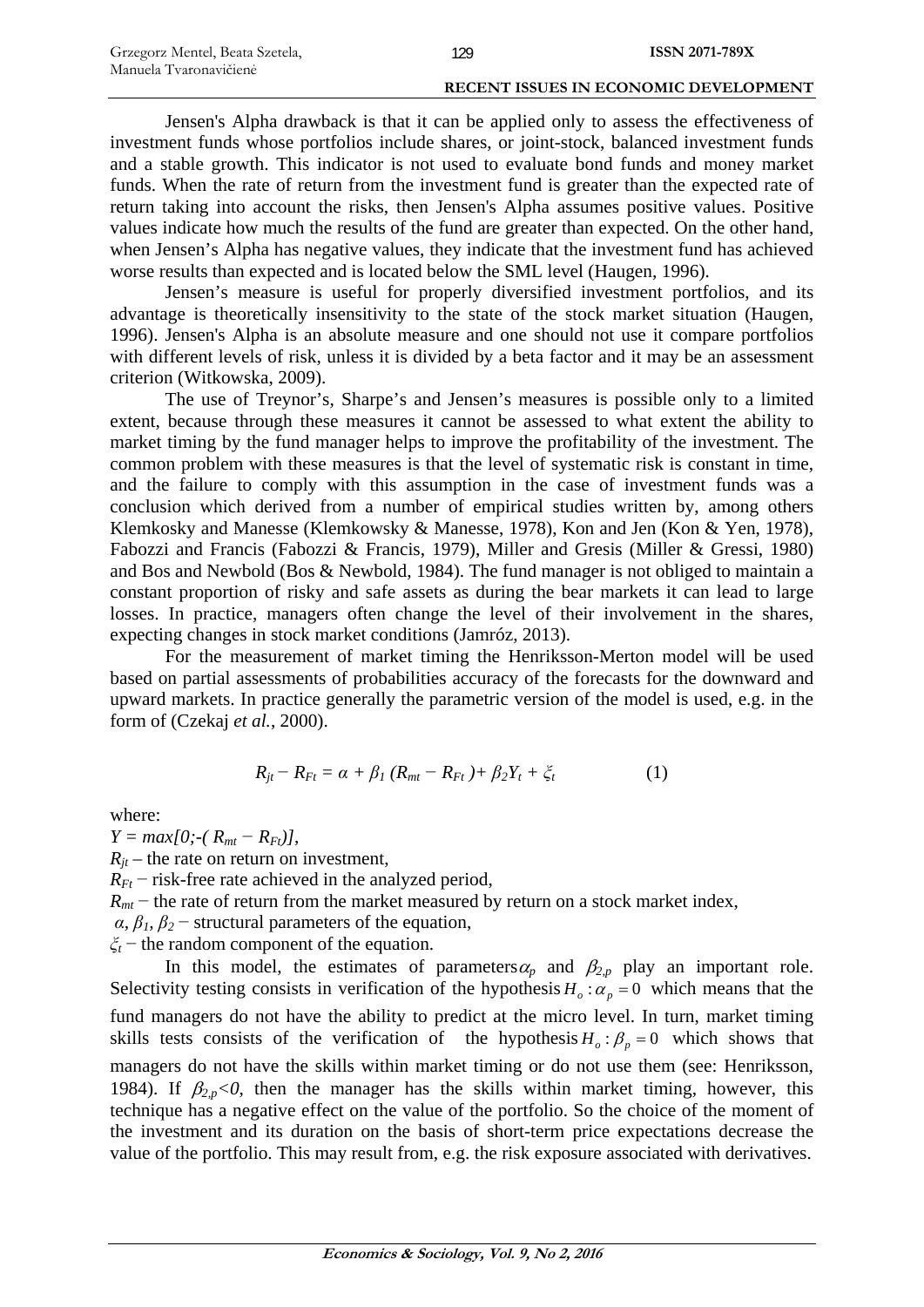Jensen's Alpha drawback is that it can be applied only to assess the effectiveness of investment funds whose portfolios include shares, or joint-stock, balanced investment funds and a stable growth. This indicator is not used to evaluate bond funds and money market funds. When the rate of return from the investment fund is greater than the expected rate of return taking into account the risks, then Jensen's Alpha assumes positive values. Positive values indicate how much the results of the fund are greater than expected. On the other hand, when Jensen's Alpha has negative values, they indicate that the investment fund has achieved worse results than expected and is located below the SML level (Haugen, 1996).

Jensen's measure is useful for properly diversified investment portfolios, and its advantage is theoretically insensitivity to the state of the stock market situation (Haugen, 1996). Jensen's Alpha is an absolute measure and one should not use it compare portfolios with different levels of risk, unless it is divided by a beta factor and it may be an assessment criterion (Witkowska, 2009).

The use of Treynor's, Sharpe's and Jensen's measures is possible only to a limited extent, because through these measures it cannot be assessed to what extent the ability to market timing by the fund manager helps to improve the profitability of the investment. The common problem with these measures is that the level of systematic risk is constant in time, and the failure to comply with this assumption in the case of investment funds was a conclusion which derived from a number of empirical studies written by, among others Klemkosky and Manesse (Klemkowsky & Manesse, 1978), Kon and Jen (Kon & Yen, 1978), Fabozzi and Francis (Fabozzi & Francis, 1979), Miller and Gresis (Miller & Gressi, 1980) and Bos and Newbold (Bos & Newbold, 1984). The fund manager is not obliged to maintain a constant proportion of risky and safe assets as during the bear markets it can lead to large losses. In practice, managers often change the level of their involvement in the shares, expecting changes in stock market conditions (Jamróz, 2013).

For the measurement of market timing the Henriksson-Merton model will be used based on partial assessments of probabilities accuracy of the forecasts for the downward and upward markets. In practice generally the parametric version of the model is used, e.g. in the form of (Czekaj *et al.*, 2000).

$$R_{jt} - R_{Ft} = \alpha + \beta_1 (R_{mt} - R_{Ft}) + \beta_2 Y_t + \xi_t \qquad (1)$$

where:

$Y = max[0;-( R_{mt} - R_{Ft})]$,

$R_{jt}$ – the rate on return on investment,

$R_{Ft}$ – risk-free rate achieved in the analyzed period,

$R_{mt}$ – the rate of return from the market measured by return on a stock market index,

$\alpha$, $\beta_1$, $\beta_2$ – structural parameters of the equation,

$\xi_t$ – the random component of the equation.

In this model, the estimates of parameters $\alpha_p$ and $\beta_{2,p}$ play an important role. Selectivity testing consists in verification of the hypothesis $H_o : \alpha_p = 0$ which means that the fund managers do not have the ability to predict at the micro level. In turn, market timing skills tests consists of the verification of the hypothesis $H_o : \beta_p = 0$ which shows that managers do not have the skills within market timing or do not use them (see: Henriksson, 1984). If $\beta_{2,p} < 0$, then the manager has the skills within market timing, however, this technique has a negative effect on the value of the portfolio. So the choice of the moment of the investment and its duration on the basis of short-term price expectations decrease the value of the portfolio. This may result from, e.g. the risk exposure associated with derivatives.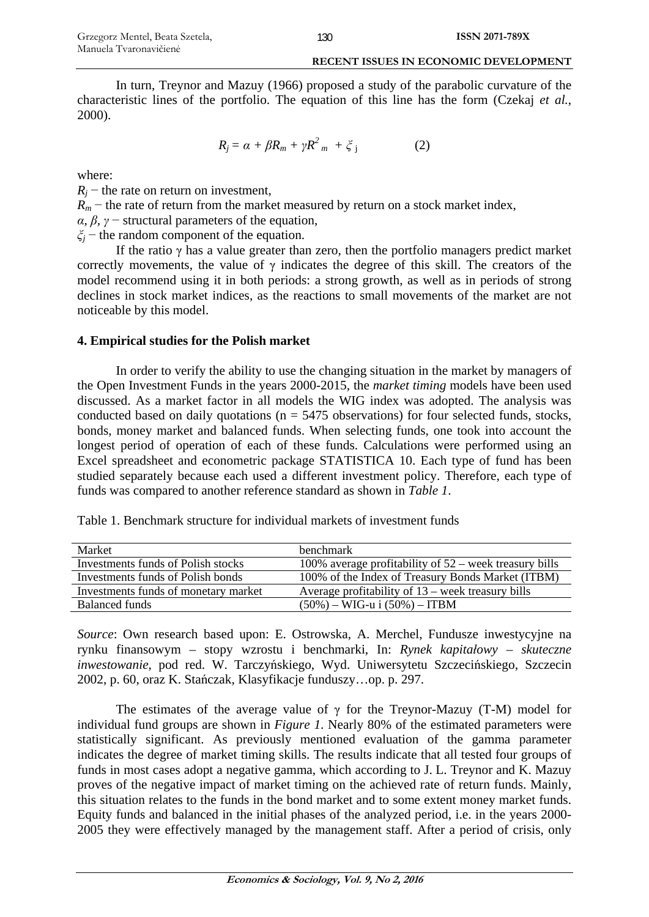In turn, Treynor and Mazuy (1966) proposed a study of the parabolic curvature of the characteristic lines of the portfolio. The equation of this line has the form (Czekaj *et al.*, 2000).

$$R_j = \alpha + \beta R_m + \gamma R^2_m + \xi_j \qquad (2)$$

where:

$R_j$ − the rate on return on investment,

$R_m$ − the rate of return from the market measured by return on a stock market index,

$\alpha$, $\beta$, $\gamma$ − structural parameters of the equation,

$\xi_j$ − the random component of the equation.

If the ratio $\gamma$ has a value greater than zero, then the portfolio managers predict market correctly movements, the value of $\gamma$ indicates the degree of this skill. The creators of the model recommend using it in both periods: a strong growth, as well as in periods of strong declines in stock market indices, as the reactions to small movements of the market are not noticeable by this model.

## 4. Empirical studies for the Polish market

In order to verify the ability to use the changing situation in the market by managers of the Open Investment Funds in the years 2000-2015, the *market timing* models have been used discussed. As a market factor in all models the WIG index was adopted. The analysis was conducted based on daily quotations (n = 5475 observations) for four selected funds, stocks, bonds, money market and balanced funds. When selecting funds, one took into account the longest period of operation of each of these funds. Calculations were performed using an Excel spreadsheet and econometric package STATISTICA 10. Each type of fund has been studied separately because each used a different investment policy. Therefore, each type of funds was compared to another reference standard as shown in *Table 1*.

Table 1. Benchmark structure for individual markets of investment funds

| Market | benchmark |
|---|---|
| Investments funds of Polish stocks | 100% average profitability of 52 – week treasury bills |
| Investments funds of Polish bonds | 100% of the Index of Treasury Bonds Market (ITBM) |
| Investments funds of monetary market | Average profitability of 13 – week treasury bills |
| Balanced funds | (50%) – WIG-u i (50%) – ITBM |

*Source*: Own research based upon: E. Ostrowska, A. Merchel, Fundusze inwestycyjne na rynku finansowym – stopy wzrostu i benchmarki, In: *Rynek kapitałowy – skuteczne inwestowanie*, pod red. W. Tarczyńskiego, Wyd. Uniwersytetu Szczecińskiego, Szczecin 2002, p. 60, oraz K. Stańczak, Klasyfikacje funduszy…op. p. 297.

The estimates of the average value of $\gamma$ for the Treynor-Mazuy (T-M) model for individual fund groups are shown in *Figure 1*. Nearly 80% of the estimated parameters were statistically significant. As previously mentioned evaluation of the gamma parameter indicates the degree of market timing skills. The results indicate that all tested four groups of funds in most cases adopt a negative gamma, which according to J. L. Treynor and K. Mazuy proves of the negative impact of market timing on the achieved rate of return funds. Mainly, this situation relates to the funds in the bond market and to some extent money market funds. Equity funds and balanced in the initial phases of the analyzed period, i.e. in the years 2000-2005 they were effectively managed by the management staff. After a period of crisis, only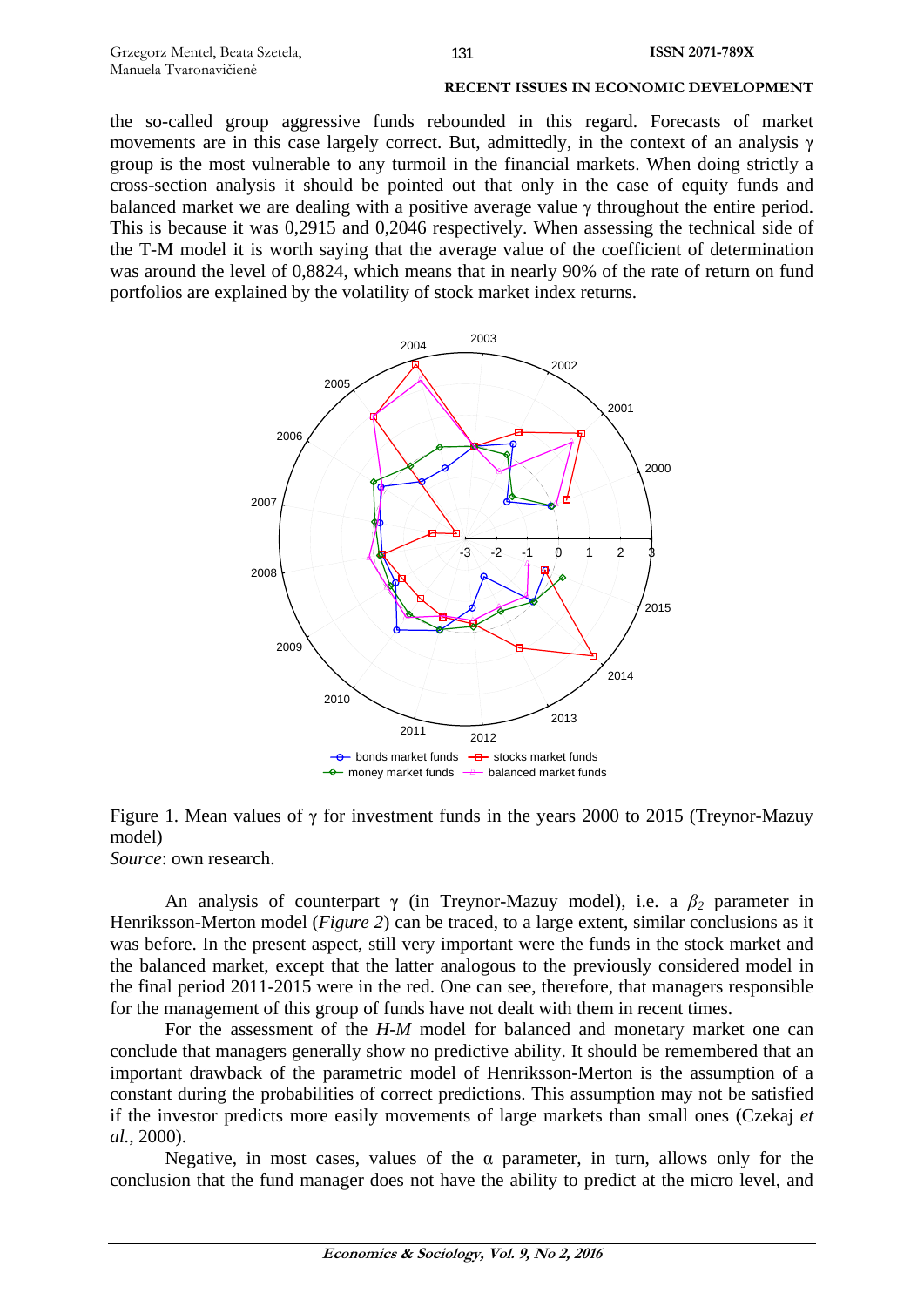the so-called group aggressive funds rebounded in this regard. Forecasts of market movements are in this case largely correct. But, admittedly, in the context of an analysis γ group is the most vulnerable to any turmoil in the financial markets. When doing strictly a cross-section analysis it should be pointed out that only in the case of equity funds and balanced market we are dealing with a positive average value γ throughout the entire period. This is because it was 0,2915 and 0,2046 respectively. When assessing the technical side of the T-M model it is worth saying that the average value of the coefficient of determination was around the level of 0,8824, which means that in nearly 90% of the rate of return on fund portfolios are explained by the volatility of stock market index returns.

Figure 1. Mean values of γ for investment funds in the years 2000 to 2015 (Treynor-Mazuy model)

*Source*: own research.

An analysis of counterpart γ (in Treynor-Mazuy model), i.e. a $\beta_2$ parameter in Henriksson-Merton model (*Figure 2*) can be traced, to a large extent, similar conclusions as it was before. In the present aspect, still very important were the funds in the stock market and the balanced market, except that the latter analogous to the previously considered model in the final period 2011-2015 were in the red. One can see, therefore, that managers responsible for the management of this group of funds have not dealt with them in recent times.

For the assessment of the *H-M* model for balanced and monetary market one can conclude that managers generally show no predictive ability. It should be remembered that an important drawback of the parametric model of Henriksson-Merton is the assumption of a constant during the probabilities of correct predictions. This assumption may not be satisfied if the investor predicts more easily movements of large markets than small ones (Czekaj *et al.*, 2000).

Negative, in most cases, values of the α parameter, in turn, allows only for the conclusion that the fund manager does not have the ability to predict at the micro level, and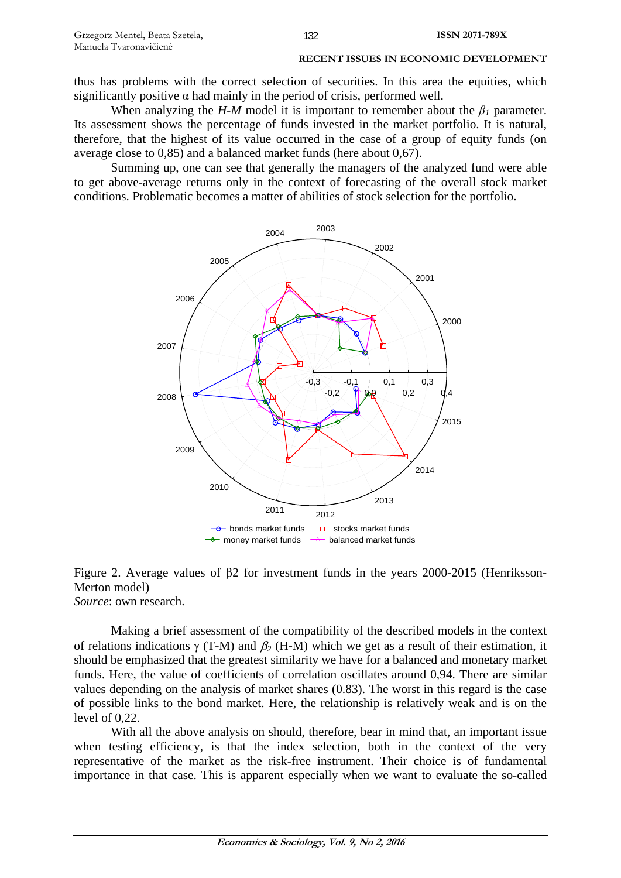thus has problems with the correct selection of securities. In this area the equities, which significantly positive α had mainly in the period of crisis, performed well.

When analyzing the *H-M* model it is important to remember about the $\beta_1$ parameter. Its assessment shows the percentage of funds invested in the market portfolio. It is natural, therefore, that the highest of its value occurred in the case of a group of equity funds (on average close to 0,85) and a balanced market funds (here about 0,67).

Summing up, one can see that generally the managers of the analyzed fund were able to get above-average returns only in the context of forecasting of the overall stock market conditions. Problematic becomes a matter of abilities of stock selection for the portfolio.

Figure 2. Average values of β2 for investment funds in the years 2000-2015 (Henriksson-Merton model)
*Source*: own research.

Making a brief assessment of the compatibility of the described models in the context of relations indications γ (T-M) and $\beta_2$ (H-M) which we get as a result of their estimation, it should be emphasized that the greatest similarity we have for a balanced and monetary market funds. Here, the value of coefficients of correlation oscillates around 0,94. There are similar values depending on the analysis of market shares (0.83). The worst in this regard is the case of possible links to the bond market. Here, the relationship is relatively weak and is on the level of 0,22.

With all the above analysis on should, therefore, bear in mind that, an important issue when testing efficiency, is that the index selection, both in the context of the very representative of the market as the risk-free instrument. Their choice is of fundamental importance in that case. This is apparent especially when we want to evaluate the so-called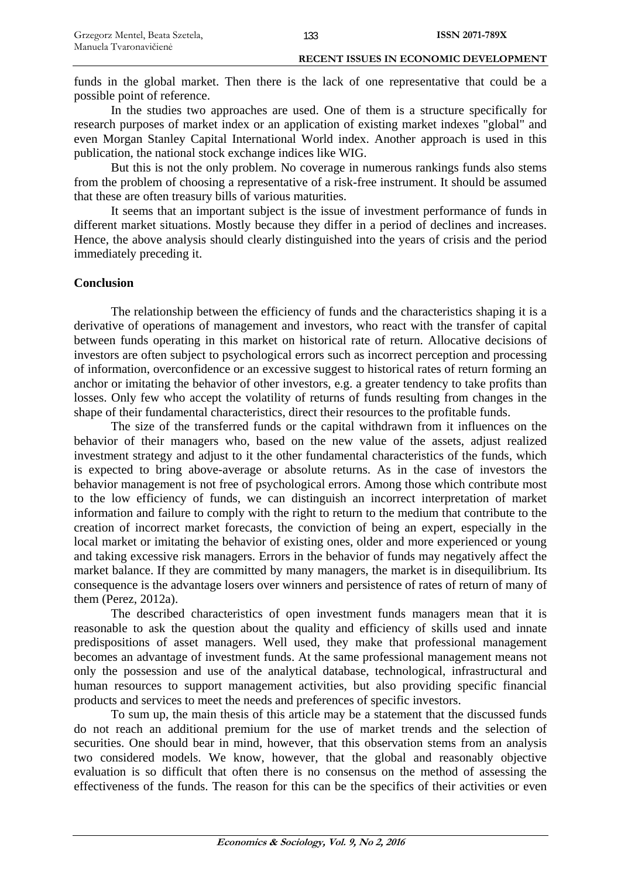funds in the global market. Then there is the lack of one representative that could be a possible point of reference.

In the studies two approaches are used. One of them is a structure specifically for research purposes of market index or an application of existing market indexes "global" and even Morgan Stanley Capital International World index. Another approach is used in this publication, the national stock exchange indices like WIG.

But this is not the only problem. No coverage in numerous rankings funds also stems from the problem of choosing a representative of a risk-free instrument. It should be assumed that these are often treasury bills of various maturities.

It seems that an important subject is the issue of investment performance of funds in different market situations. Mostly because they differ in a period of declines and increases. Hence, the above analysis should clearly distinguished into the years of crisis and the period immediately preceding it.

## Conclusion

The relationship between the efficiency of funds and the characteristics shaping it is a derivative of operations of management and investors, who react with the transfer of capital between funds operating in this market on historical rate of return. Allocative decisions of investors are often subject to psychological errors such as incorrect perception and processing of information, overconfidence or an excessive suggest to historical rates of return forming an anchor or imitating the behavior of other investors, e.g. a greater tendency to take profits than losses. Only few who accept the volatility of returns of funds resulting from changes in the shape of their fundamental characteristics, direct their resources to the profitable funds.

The size of the transferred funds or the capital withdrawn from it influences on the behavior of their managers who, based on the new value of the assets, adjust realized investment strategy and adjust to it the other fundamental characteristics of the funds, which is expected to bring above-average or absolute returns. As in the case of investors the behavior management is not free of psychological errors. Among those which contribute most to the low efficiency of funds, we can distinguish an incorrect interpretation of market information and failure to comply with the right to return to the medium that contribute to the creation of incorrect market forecasts, the conviction of being an expert, especially in the local market or imitating the behavior of existing ones, older and more experienced or young and taking excessive risk managers. Errors in the behavior of funds may negatively affect the market balance. If they are committed by many managers, the market is in disequilibrium. Its consequence is the advantage losers over winners and persistence of rates of return of many of them (Perez, 2012a).

The described characteristics of open investment funds managers mean that it is reasonable to ask the question about the quality and efficiency of skills used and innate predispositions of asset managers. Well used, they make that professional management becomes an advantage of investment funds. At the same professional management means not only the possession and use of the analytical database, technological, infrastructural and human resources to support management activities, but also providing specific financial products and services to meet the needs and preferences of specific investors.

To sum up, the main thesis of this article may be a statement that the discussed funds do not reach an additional premium for the use of market trends and the selection of securities. One should bear in mind, however, that this observation stems from an analysis two considered models. We know, however, that the global and reasonably objective evaluation is so difficult that often there is no consensus on the method of assessing the effectiveness of the funds. The reason for this can be the specifics of their activities or even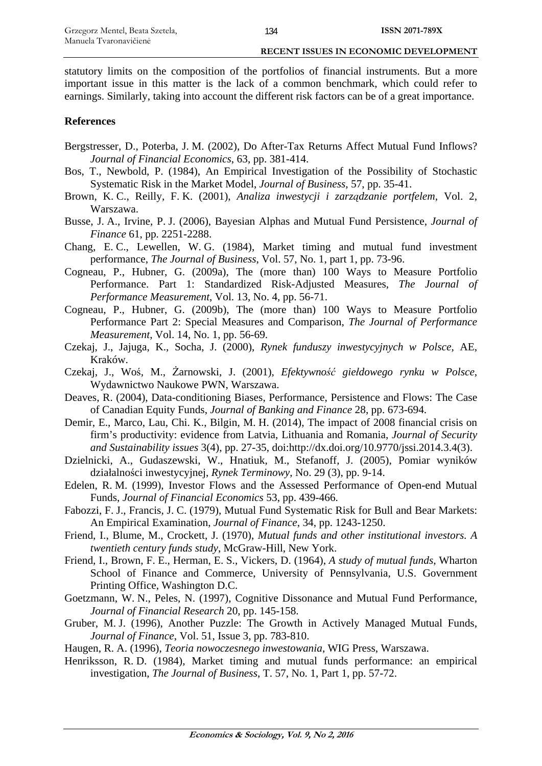statutory limits on the composition of the portfolios of financial instruments. But a more important issue in this matter is the lack of a common benchmark, which could refer to earnings. Similarly, taking into account the different risk factors can be of a great importance.

## References

Bergstresser, D., Poterba, J. M. (2002), Do After-Tax Returns Affect Mutual Fund Inflows? *Journal of Financial Economics*, 63, pp. 381-414.

Bos, T., Newbold, P. (1984), An Empirical Investigation of the Possibility of Stochastic Systematic Risk in the Market Model, *Journal of Business*, 57, pp. 35-41.

Brown, K. C., Reilly, F. K. (2001), *Analiza inwestycji i zarządzanie portfelem*, Vol. 2, Warszawa.

Busse, J. A., Irvine, P. J. (2006), Bayesian Alphas and Mutual Fund Persistence, *Journal of Finance* 61, pp. 2251-2288.

Chang, E. C., Lewellen, W. G. (1984), Market timing and mutual fund investment performance, *The Journal of Business*, Vol. 57, No. 1, part 1, pp. 73-96.

Cogneau, P., Hubner, G. (2009a), The (more than) 100 Ways to Measure Portfolio Performance. Part 1: Standardized Risk-Adjusted Measures, *The Journal of Performance Measurement*, Vol. 13, No. 4, pp. 56-71.

Cogneau, P., Hubner, G. (2009b), The (more than) 100 Ways to Measure Portfolio Performance Part 2: Special Measures and Comparison, *The Journal of Performance Measurement*, Vol. 14, No. 1, pp. 56-69.

Czekaj, J., Jajuga, K., Socha, J. (2000), *Rynek funduszy inwestycyjnych w Polsce*, AE, Kraków.

Czekaj, J., Woś, M., Żarnowski, J. (2001), *Efektywność giełdowego rynku w Polsce*, Wydawnictwo Naukowe PWN, Warszawa.

Deaves, R. (2004), Data-conditioning Biases, Performance, Persistence and Flows: The Case of Canadian Equity Funds, *Journal of Banking and Finance* 28, pp. 673-694.

Demir, E., Marco, Lau, Chi. K., Bilgin, M. H. (2014), The impact of 2008 financial crisis on firm's productivity: evidence from Latvia, Lithuania and Romania, *Journal of Security and Sustainability issues* 3(4), pp. 27-35, doi:http://dx.doi.org/10.9770/jssi.2014.3.4(3).

Dzielnicki, A., Gudaszewski, W., Hnatiuk, M., Stefanoff, J. (2005), Pomiar wyników działalności inwestycyjnej, *Rynek Terminowy*, No. 29 (3), pp. 9-14.

Edelen, R. M. (1999), Investor Flows and the Assessed Performance of Open-end Mutual Funds, *Journal of Financial Economics* 53, pp. 439-466.

Fabozzi, F. J., Francis, J. C. (1979), Mutual Fund Systematic Risk for Bull and Bear Markets: An Empirical Examination, *Journal of Finance*, 34, pp. 1243-1250.

Friend, I., Blume, M., Crockett, J. (1970), *Mutual funds and other institutional investors. A twentieth century funds study*, McGraw-Hill, New York.

Friend, I., Brown, F. E., Herman, E. S., Vickers, D. (1964), *A study of mutual funds*, Wharton School of Finance and Commerce, University of Pennsylvania, U.S. Government Printing Office, Washington D.C.

Goetzmann, W. N., Peles, N. (1997), Cognitive Dissonance and Mutual Fund Performance, *Journal of Financial Research* 20, pp. 145-158.

Gruber, M. J. (1996), Another Puzzle: The Growth in Actively Managed Mutual Funds, *Journal of Finance*, Vol. 51, Issue 3, pp. 783-810.

Haugen, R. A. (1996), *Teoria nowoczesnego inwestowania*, WIG Press, Warszawa.

Henriksson, R. D. (1984), Market timing and mutual funds performance: an empirical investigation, *The Journal of Business*, T. 57, No. 1, Part 1, pp. 57-72.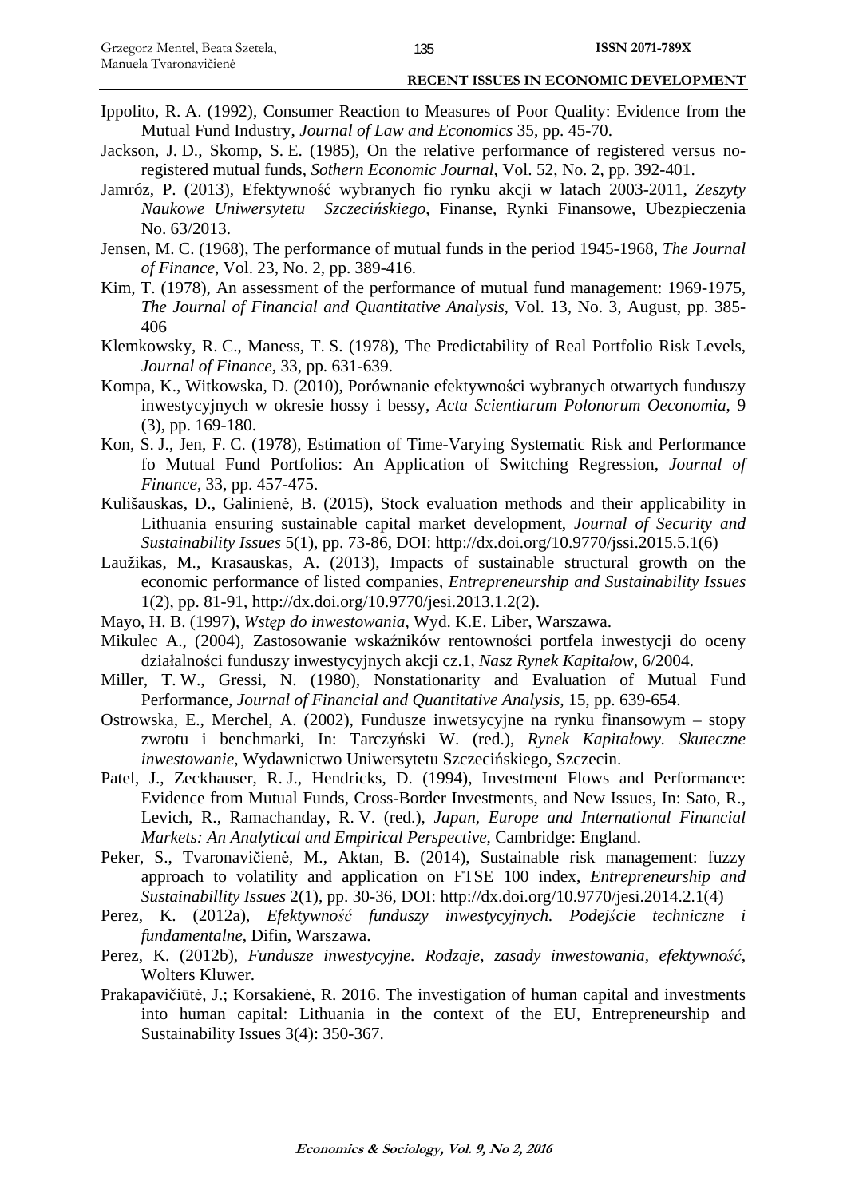Ippolito, R. A. (1992), Consumer Reaction to Measures of Poor Quality: Evidence from the Mutual Fund Industry, *Journal of Law and Economics* 35, pp. 45-70.

Jackson, J. D., Skomp, S. E. (1985), On the relative performance of registered versus no-registered mutual funds, *Sothern Economic Journal*, Vol. 52, No. 2, pp. 392-401.

Jamróz, P. (2013), Efektywność wybranych fio rynku akcji w latach 2003-2011, *Zeszyty Naukowe Uniwersytetu Szczecińskiego*, Finanse, Rynki Finansowe, Ubezpieczenia No. 63/2013.

Jensen, M. C. (1968), The performance of mutual funds in the period 1945-1968, *The Journal of Finance*, Vol. 23, No. 2, pp. 389-416.

Kim, T. (1978), An assessment of the performance of mutual fund management: 1969-1975, *The Journal of Financial and Quantitative Analysis*, Vol. 13, No. 3, August, pp. 385-406

Klemkowsky, R. C., Maness, T. S. (1978), The Predictability of Real Portfolio Risk Levels, *Journal of Finance*, 33, pp. 631-639.

Kompa, K., Witkowska, D. (2010), Porównanie efektywności wybranych otwartych funduszy inwestycyjnych w okresie hossy i bessy, *Acta Scientiarum Polonorum Oeconomia*, 9 (3), pp. 169-180.

Kon, S. J., Jen, F. C. (1978), Estimation of Time-Varying Systematic Risk and Performance fo Mutual Fund Portfolios: An Application of Switching Regression, *Journal of Finance*, 33, pp. 457-475.

Kulišauskas, D., Galinienė, B. (2015), Stock evaluation methods and their applicability in Lithuania ensuring sustainable capital market development, *Journal of Security and Sustainability Issues* 5(1), pp. 73-86, DOI: http://dx.doi.org/10.9770/jssi.2015.5.1(6)

Laužikas, M., Krasauskas, A. (2013), Impacts of sustainable structural growth on the economic performance of listed companies, *Entrepreneurship and Sustainability Issues* 1(2), pp. 81-91, http://dx.doi.org/10.9770/jesi.2013.1.2(2).

Mayo, H. B. (1997), *Wstęp do inwestowania*, Wyd. K.E. Liber, Warszawa.

Mikulec A., (2004), Zastosowanie wskaźników rentowności portfela inwestycji do oceny działalności funduszy inwestycyjnych akcji cz.1, *Nasz Rynek Kapitałow*, 6/2004.

Miller, T. W., Gressi, N. (1980), Nonstationarity and Evaluation of Mutual Fund Performance, *Journal of Financial and Quantitative Analysis*, 15, pp. 639-654.

Ostrowska, E., Merchel, A. (2002), Fundusze inwetsycyjne na rynku finansowym – stopy zwrotu i benchmarki, In: Tarczyński W. (red.), *Rynek Kapitałowy. Skuteczne inwestowanie*, Wydawnictwo Uniwersytetu Szczecińskiego, Szczecin.

Patel, J., Zeckhauser, R. J., Hendricks, D. (1994), Investment Flows and Performance: Evidence from Mutual Funds, Cross-Border Investments, and New Issues, In: Sato, R., Levich, R., Ramachanday, R. V. (red.), *Japan, Europe and International Financial Markets: An Analytical and Empirical Perspective*, Cambridge: England.

Peker, S., Tvaronavičienė, M., Aktan, B. (2014), Sustainable risk management: fuzzy approach to volatility and application on FTSE 100 index, *Entrepreneurship and Sustainabillity Issues* 2(1), pp. 30-36, DOI: http://dx.doi.org/10.9770/jesi.2014.2.1(4)

Perez, K. (2012a), *Efektywność funduszy inwestycyjnych. Podejście techniczne i fundamentalne*, Difin, Warszawa.

Perez, K. (2012b), *Fundusze inwestycyjne. Rodzaje, zasady inwestowania, efektywność*, Wolters Kluwer.

Prakapavičiūtė, J.; Korsakienė, R. 2016. The investigation of human capital and investments into human capital: Lithuania in the context of the EU, Entrepreneurship and Sustainability Issues 3(4): 350-367.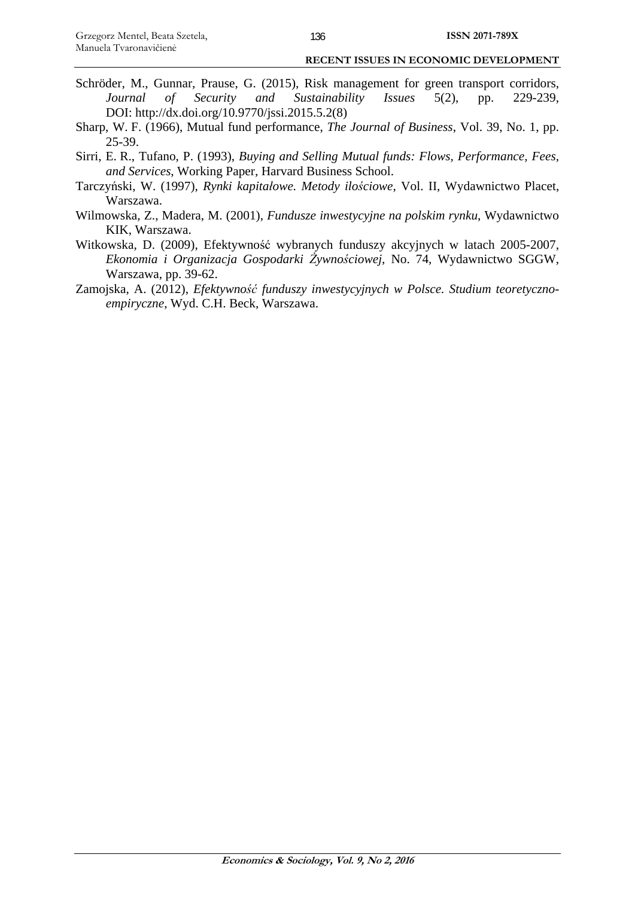Schröder, M., Gunnar, Prause, G. (2015), Risk management for green transport corridors, *Journal of Security and Sustainability Issues* 5(2), pp. 229-239, DOI: http://dx.doi.org/10.9770/jssi.2015.5.2(8)

Sharp, W. F. (1966), Mutual fund performance, *The Journal of Business*, Vol. 39, No. 1, pp. 25-39.

Sirri, E. R., Tufano, P. (1993), *Buying and Selling Mutual funds: Flows, Performance, Fees, and Services*, Working Paper, Harvard Business School.

Tarczyński, W. (1997), *Rynki kapitałowe. Metody ilościowe*, Vol. II, Wydawnictwo Placet, Warszawa.

Wilmowska, Z., Madera, M. (2001), *Fundusze inwestycyjne na polskim rynku*, Wydawnictwo KIK, Warszawa.

Witkowska, D. (2009), Efektywność wybranych funduszy akcyjnych w latach 2005-2007, *Ekonomia i Organizacja Gospodarki Żywnościowej*, No. 74, Wydawnictwo SGGW, Warszawa, pp. 39-62.

Zamojska, A. (2012), *Efektywność funduszy inwestycyjnych w Polsce. Studium teoretyczno-empiryczne*, Wyd. C.H. Beck, Warszawa.